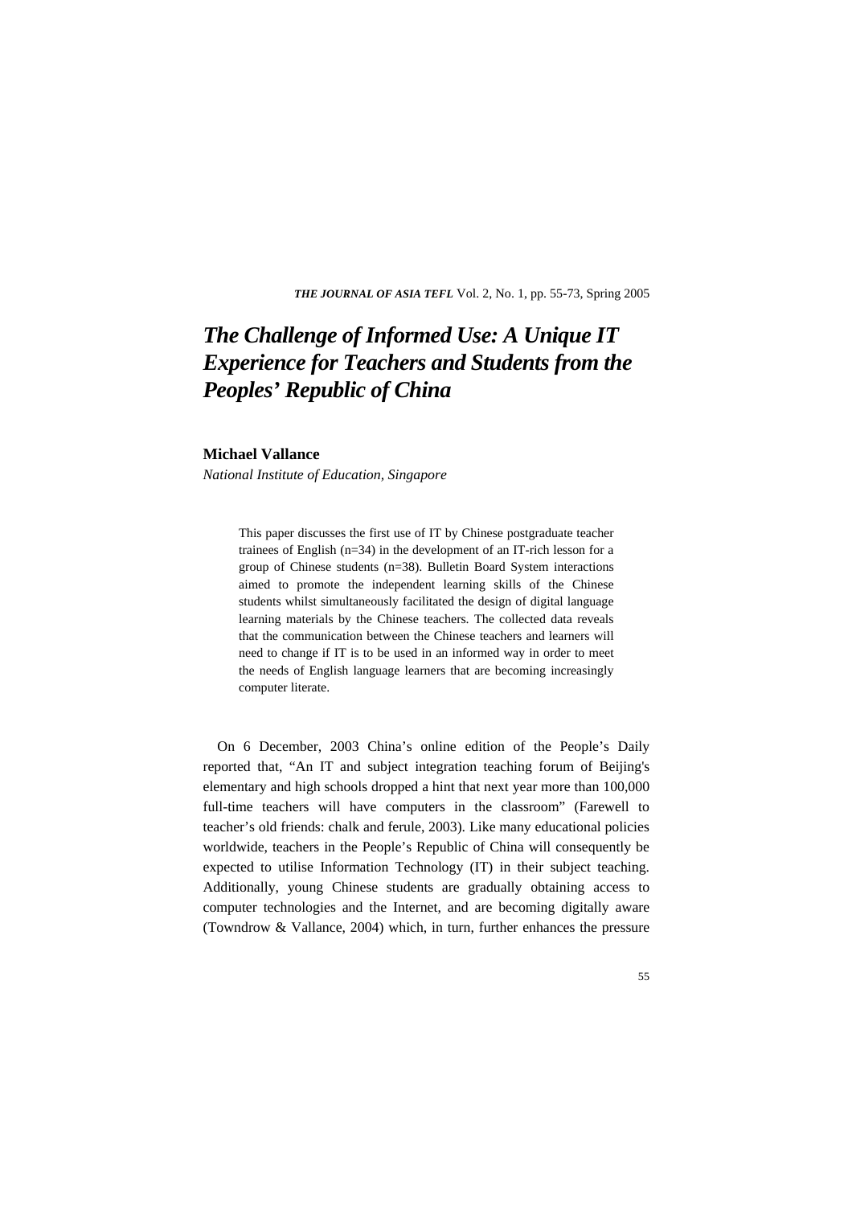# The Challenge of Informed Use: A Unique IT Experience for Teachers and Students from the Peoples' Republic of China

**Michael Vallance**

*National Institute of Education, Singapore*

This paper discusses the first use of IT by Chinese postgraduate teacher trainees of English (n=34) in the development of an IT-rich lesson for a group of Chinese students (n=38). Bulletin Board System interactions aimed to promote the independent learning skills of the Chinese students whilst simultaneously facilitated the design of digital language learning materials by the Chinese teachers. The collected data reveals that the communication between the Chinese teachers and learners will need to change if IT is to be used in an informed way in order to meet the needs of English language learners that are becoming increasingly computer literate.

On 6 December, 2003 China's online edition of the People's Daily reported that, "An IT and subject integration teaching forum of Beijing's elementary and high schools dropped a hint that next year more than 100,000 full-time teachers will have computers in the classroom" (Farewell to teacher's old friends: chalk and ferule, 2003). Like many educational policies worldwide, teachers in the People's Republic of China will consequently be expected to utilise Information Technology (IT) in their subject teaching. Additionally, young Chinese students are gradually obtaining access to computer technologies and the Internet, and are becoming digitally aware (Towndrow & Vallance, 2004) which, in turn, further enhances the pressure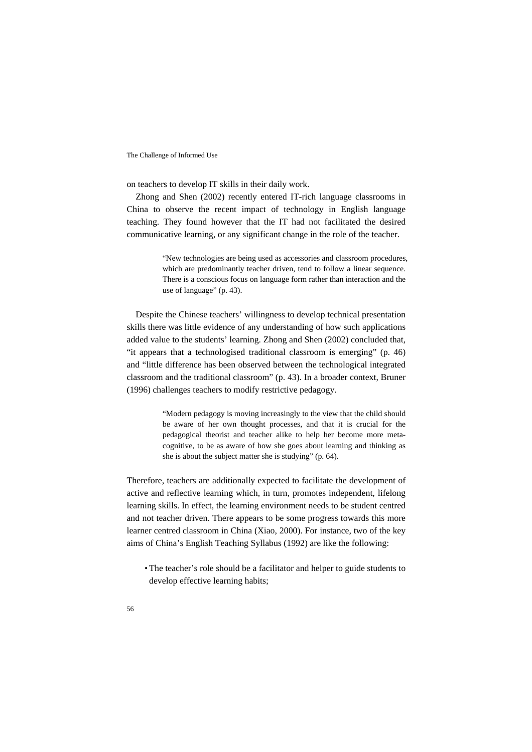on teachers to develop IT skills in their daily work.

Zhong and Shen (2002) recently entered IT-rich language classrooms in China to observe the recent impact of technology in English language teaching. They found however that the IT had not facilitated the desired communicative learning, or any significant change in the role of the teacher.

> "New technologies are being used as accessories and classroom procedures, which are predominantly teacher driven, tend to follow a linear sequence. There is a conscious focus on language form rather than interaction and the use of language" (p. 43).

Despite the Chinese teachers' willingness to develop technical presentation skills there was little evidence of any understanding of how such applications added value to the students' learning. Zhong and Shen (2002) concluded that, "it appears that a technologised traditional classroom is emerging" (p. 46) and "little difference has been observed between the technological integrated classroom and the traditional classroom" (p. 43). In a broader context, Bruner (1996) challenges teachers to modify restrictive pedagogy.

> "Modern pedagogy is moving increasingly to the view that the child should be aware of her own thought processes, and that it is crucial for the pedagogical theorist and teacher alike to help her become more meta-cognitive, to be as aware of how she goes about learning and thinking as she is about the subject matter she is studying" (p. 64).

Therefore, teachers are additionally expected to facilitate the development of active and reflective learning which, in turn, promotes independent, lifelong learning skills. In effect, the learning environment needs to be student centred and not teacher driven. There appears to be some progress towards this more learner centred classroom in China (Xiao, 2000). For instance, two of the key aims of China's English Teaching Syllabus (1992) are like the following:

- The teacher's role should be a facilitator and helper to guide students to develop effective learning habits;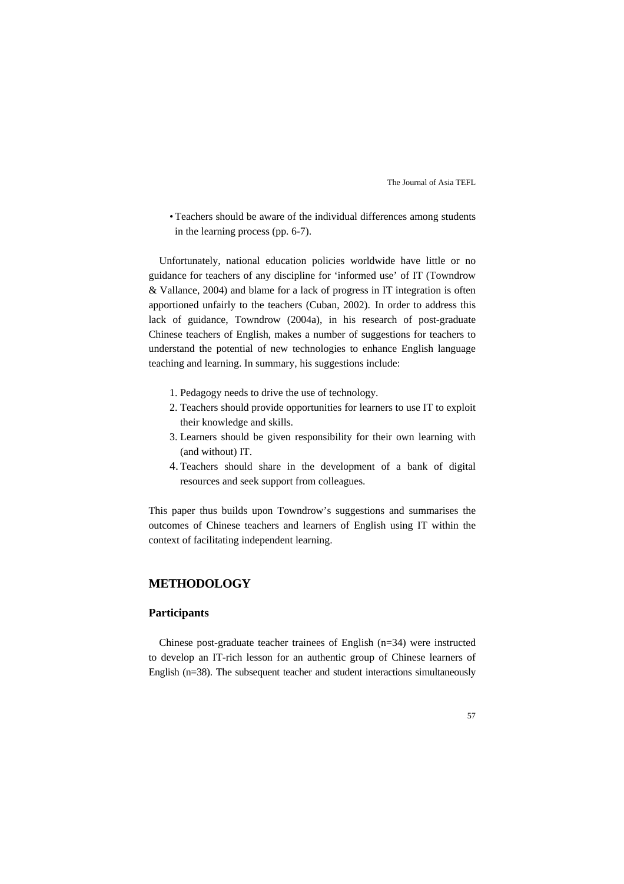- Teachers should be aware of the individual differences among students in the learning process (pp. 6-7).

Unfortunately, national education policies worldwide have little or no guidance for teachers of any discipline for 'informed use' of IT (Towndrow & Vallance, 2004) and blame for a lack of progress in IT integration is often apportioned unfairly to the teachers (Cuban, 2002). In order to address this lack of guidance, Towndrow (2004a), in his research of post-graduate Chinese teachers of English, makes a number of suggestions for teachers to understand the potential of new technologies to enhance English language teaching and learning. In summary, his suggestions include:

1. Pedagogy needs to drive the use of technology.
2. Teachers should provide opportunities for learners to use IT to exploit their knowledge and skills.
3. Learners should be given responsibility for their own learning with (and without) IT.
4. Teachers should share in the development of a bank of digital resources and seek support from colleagues.

This paper thus builds upon Towndrow's suggestions and summarises the outcomes of Chinese teachers and learners of English using IT within the context of facilitating independent learning.

## METHODOLOGY

### Participants

Chinese post-graduate teacher trainees of English (n=34) were instructed to develop an IT-rich lesson for an authentic group of Chinese learners of English (n=38). The subsequent teacher and student interactions simultaneously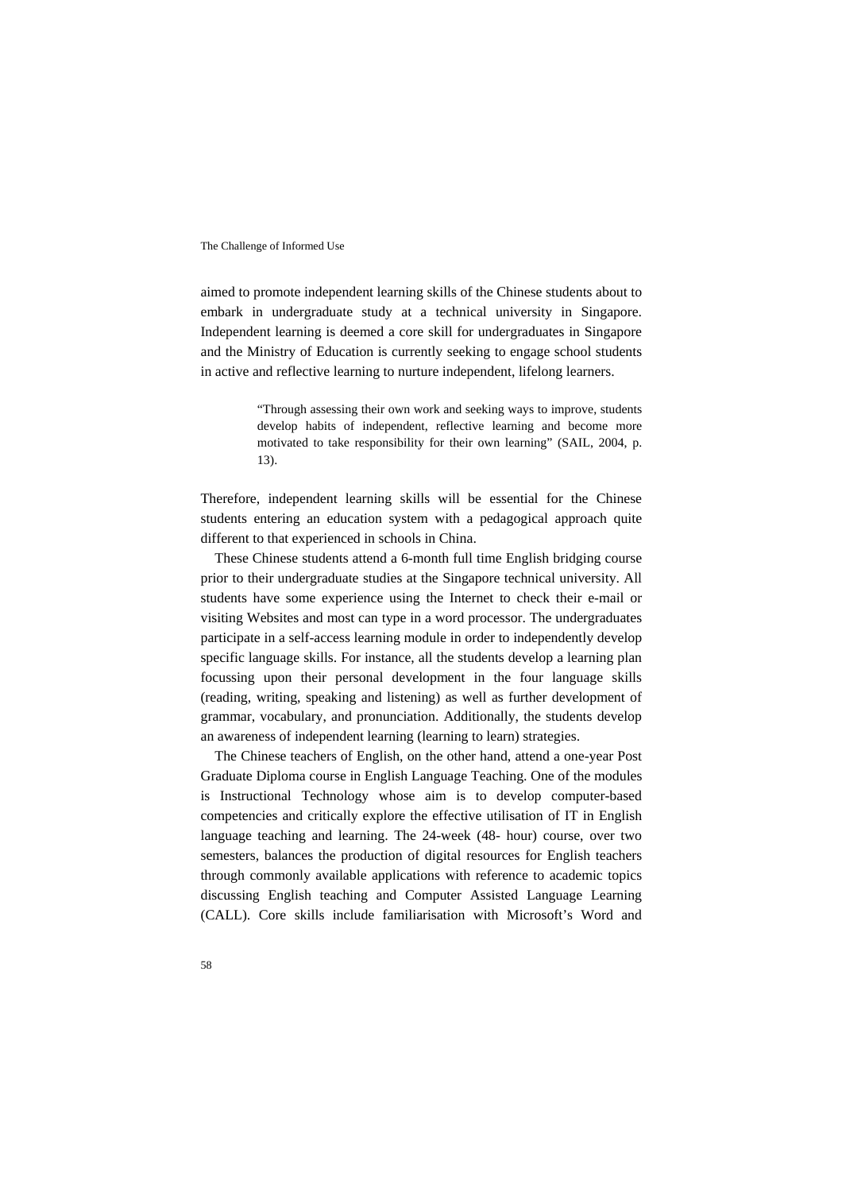aimed to promote independent learning skills of the Chinese students about to embark in undergraduate study at a technical university in Singapore. Independent learning is deemed a core skill for undergraduates in Singapore and the Ministry of Education is currently seeking to engage school students in active and reflective learning to nurture independent, lifelong learners.

> "Through assessing their own work and seeking ways to improve, students develop habits of independent, reflective learning and become more motivated to take responsibility for their own learning" (SAIL, 2004, p. 13).

Therefore, independent learning skills will be essential for the Chinese students entering an education system with a pedagogical approach quite different to that experienced in schools in China.

These Chinese students attend a 6-month full time English bridging course prior to their undergraduate studies at the Singapore technical university. All students have some experience using the Internet to check their e-mail or visiting Websites and most can type in a word processor. The undergraduates participate in a self-access learning module in order to independently develop specific language skills. For instance, all the students develop a learning plan focussing upon their personal development in the four language skills (reading, writing, speaking and listening) as well as further development of grammar, vocabulary, and pronunciation. Additionally, the students develop an awareness of independent learning (learning to learn) strategies.

The Chinese teachers of English, on the other hand, attend a one-year Post Graduate Diploma course in English Language Teaching. One of the modules is Instructional Technology whose aim is to develop computer-based competencies and critically explore the effective utilisation of IT in English language teaching and learning. The 24-week (48- hour) course, over two semesters, balances the production of digital resources for English teachers through commonly available applications with reference to academic topics discussing English teaching and Computer Assisted Language Learning (CALL). Core skills include familiarisation with Microsoft's Word and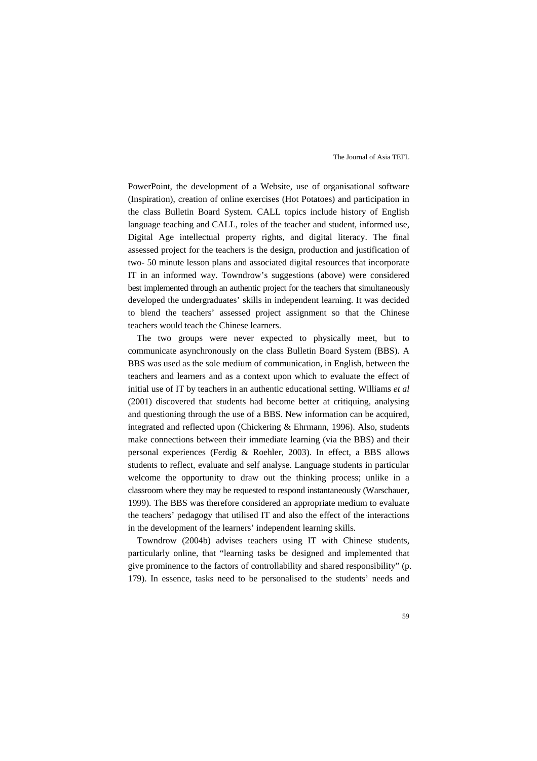PowerPoint, the development of a Website, use of organisational software (Inspiration), creation of online exercises (Hot Potatoes) and participation in the class Bulletin Board System. CALL topics include history of English language teaching and CALL, roles of the teacher and student, informed use, Digital Age intellectual property rights, and digital literacy. The final assessed project for the teachers is the design, production and justification of two- 50 minute lesson plans and associated digital resources that incorporate IT in an informed way. Towndrow's suggestions (above) were considered best implemented through an authentic project for the teachers that simultaneously developed the undergraduates' skills in independent learning. It was decided to blend the teachers' assessed project assignment so that the Chinese teachers would teach the Chinese learners.

The two groups were never expected to physically meet, but to communicate asynchronously on the class Bulletin Board System (BBS). A BBS was used as the sole medium of communication, in English, between the teachers and learners and as a context upon which to evaluate the effect of initial use of IT by teachers in an authentic educational setting. Williams *et al* (2001) discovered that students had become better at critiquing, analysing and questioning through the use of a BBS. New information can be acquired, integrated and reflected upon (Chickering & Ehrmann, 1996). Also, students make connections between their immediate learning (via the BBS) and their personal experiences (Ferdig & Roehler, 2003). In effect, a BBS allows students to reflect, evaluate and self analyse. Language students in particular welcome the opportunity to draw out the thinking process; unlike in a classroom where they may be requested to respond instantaneously (Warschauer, 1999). The BBS was therefore considered an appropriate medium to evaluate the teachers' pedagogy that utilised IT and also the effect of the interactions in the development of the learners' independent learning skills.

Towndrow (2004b) advises teachers using IT with Chinese students, particularly online, that "learning tasks be designed and implemented that give prominence to the factors of controllability and shared responsibility" (p. 179). In essence, tasks need to be personalised to the students' needs and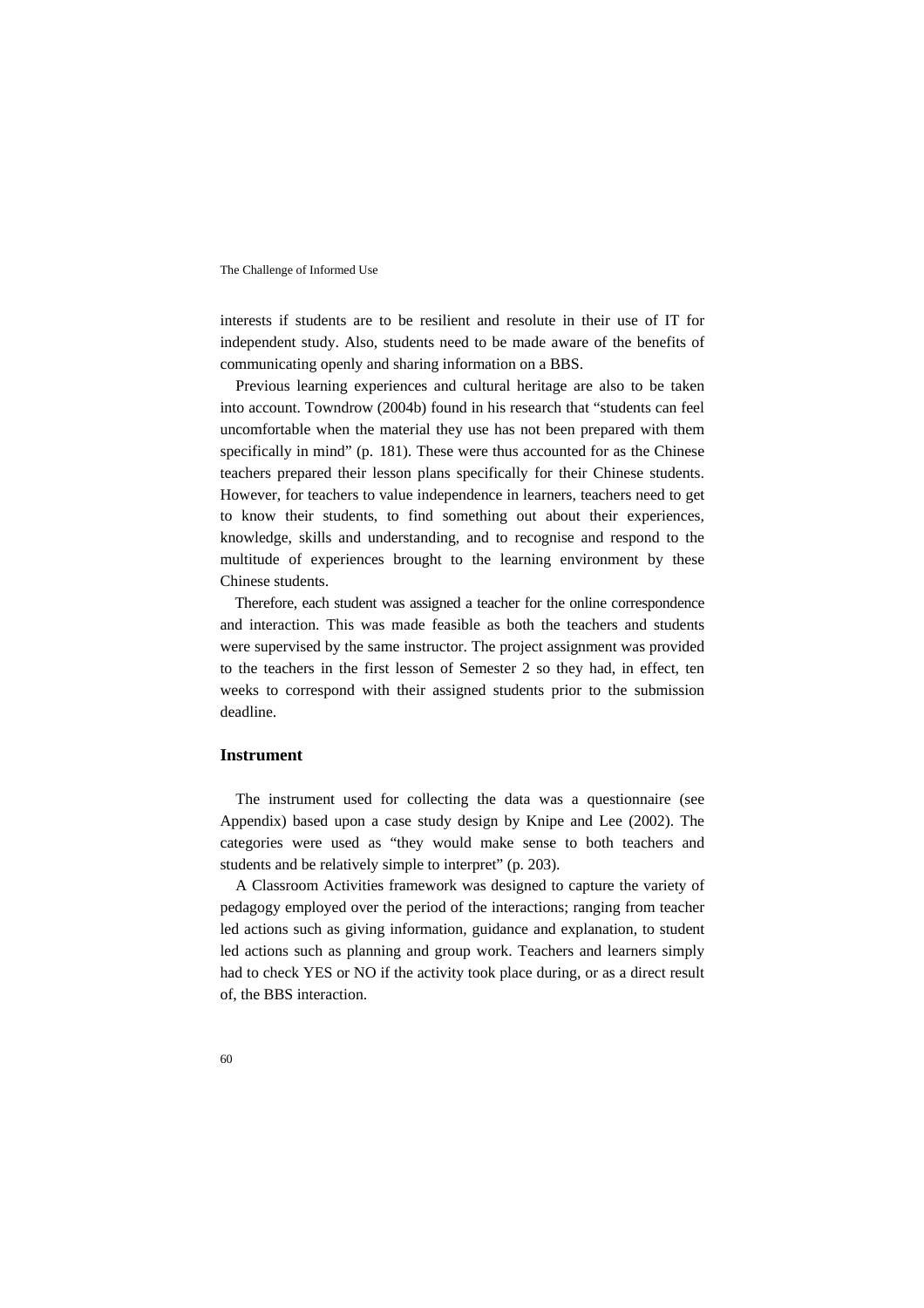interests if students are to be resilient and resolute in their use of IT for independent study. Also, students need to be made aware of the benefits of communicating openly and sharing information on a BBS.

Previous learning experiences and cultural heritage are also to be taken into account. Towndrow (2004b) found in his research that "students can feel uncomfortable when the material they use has not been prepared with them specifically in mind" (p. 181). These were thus accounted for as the Chinese teachers prepared their lesson plans specifically for their Chinese students. However, for teachers to value independence in learners, teachers need to get to know their students, to find something out about their experiences, knowledge, skills and understanding, and to recognise and respond to the multitude of experiences brought to the learning environment by these Chinese students.

Therefore, each student was assigned a teacher for the online correspondence and interaction. This was made feasible as both the teachers and students were supervised by the same instructor. The project assignment was provided to the teachers in the first lesson of Semester 2 so they had, in effect, ten weeks to correspond with their assigned students prior to the submission deadline.

## Instrument

The instrument used for collecting the data was a questionnaire (see Appendix) based upon a case study design by Knipe and Lee (2002). The categories were used as "they would make sense to both teachers and students and be relatively simple to interpret" (p. 203).

A Classroom Activities framework was designed to capture the variety of pedagogy employed over the period of the interactions; ranging from teacher led actions such as giving information, guidance and explanation, to student led actions such as planning and group work. Teachers and learners simply had to check YES or NO if the activity took place during, or as a direct result of, the BBS interaction.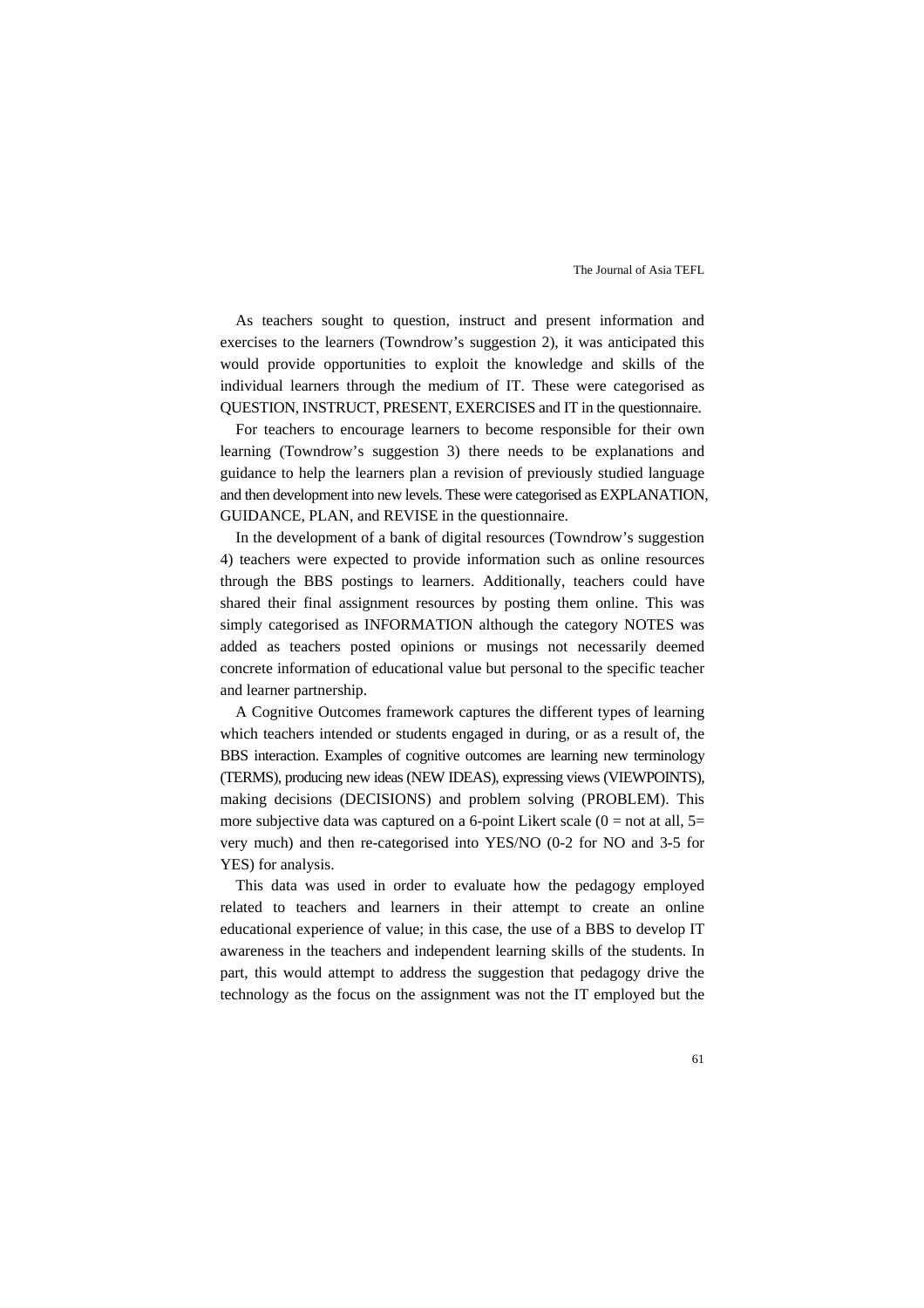As teachers sought to question, instruct and present information and exercises to the learners (Towndrow's suggestion 2), it was anticipated this would provide opportunities to exploit the knowledge and skills of the individual learners through the medium of IT. These were categorised as QUESTION, INSTRUCT, PRESENT, EXERCISES and IT in the questionnaire.

For teachers to encourage learners to become responsible for their own learning (Towndrow's suggestion 3) there needs to be explanations and guidance to help the learners plan a revision of previously studied language and then development into new levels. These were categorised as EXPLANATION, GUIDANCE, PLAN, and REVISE in the questionnaire.

In the development of a bank of digital resources (Towndrow's suggestion 4) teachers were expected to provide information such as online resources through the BBS postings to learners. Additionally, teachers could have shared their final assignment resources by posting them online. This was simply categorised as INFORMATION although the category NOTES was added as teachers posted opinions or musings not necessarily deemed concrete information of educational value but personal to the specific teacher and learner partnership.

A Cognitive Outcomes framework captures the different types of learning which teachers intended or students engaged in during, or as a result of, the BBS interaction. Examples of cognitive outcomes are learning new terminology (TERMS), producing new ideas (NEW IDEAS), expressing views (VIEWPOINTS), making decisions (DECISIONS) and problem solving (PROBLEM). This more subjective data was captured on a 6-point Likert scale (0 = not at all, 5= very much) and then re-categorised into YES/NO (0-2 for NO and 3-5 for YES) for analysis.

This data was used in order to evaluate how the pedagogy employed related to teachers and learners in their attempt to create an online educational experience of value; in this case, the use of a BBS to develop IT awareness in the teachers and independent learning skills of the students. In part, this would attempt to address the suggestion that pedagogy drive the technology as the focus on the assignment was not the IT employed but the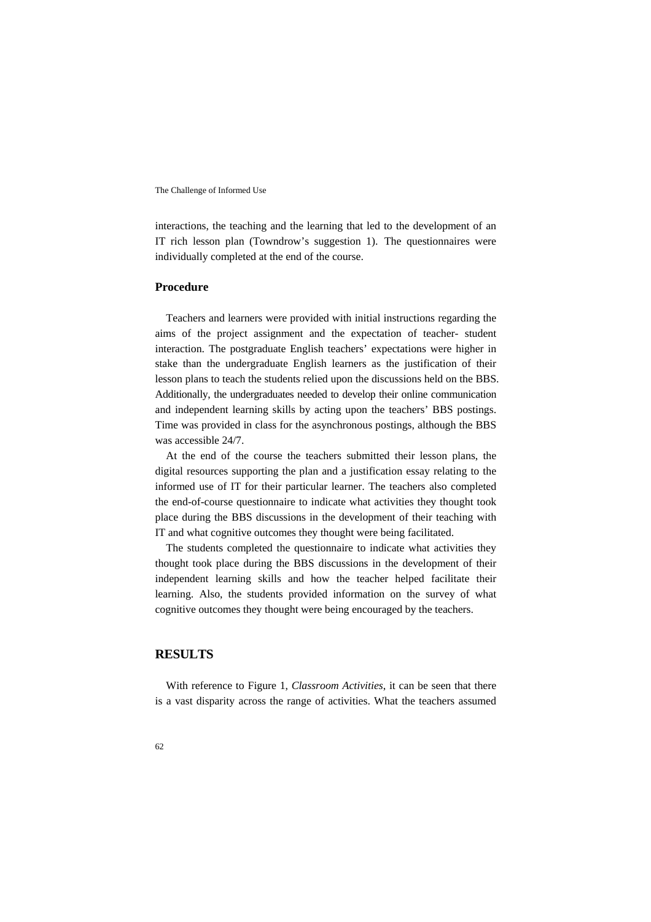interactions, the teaching and the learning that led to the development of an IT rich lesson plan (Towndrow's suggestion 1). The questionnaires were individually completed at the end of the course.

### Procedure

Teachers and learners were provided with initial instructions regarding the aims of the project assignment and the expectation of teacher- student interaction. The postgraduate English teachers' expectations were higher in stake than the undergraduate English learners as the justification of their lesson plans to teach the students relied upon the discussions held on the BBS. Additionally, the undergraduates needed to develop their online communication and independent learning skills by acting upon the teachers' BBS postings. Time was provided in class for the asynchronous postings, although the BBS was accessible 24/7.

At the end of the course the teachers submitted their lesson plans, the digital resources supporting the plan and a justification essay relating to the informed use of IT for their particular learner. The teachers also completed the end-of-course questionnaire to indicate what activities they thought took place during the BBS discussions in the development of their teaching with IT and what cognitive outcomes they thought were being facilitated.

The students completed the questionnaire to indicate what activities they thought took place during the BBS discussions in the development of their independent learning skills and how the teacher helped facilitate their learning. Also, the students provided information on the survey of what cognitive outcomes they thought were being encouraged by the teachers.

## RESULTS

With reference to Figure 1, *Classroom Activities*, it can be seen that there is a vast disparity across the range of activities. What the teachers assumed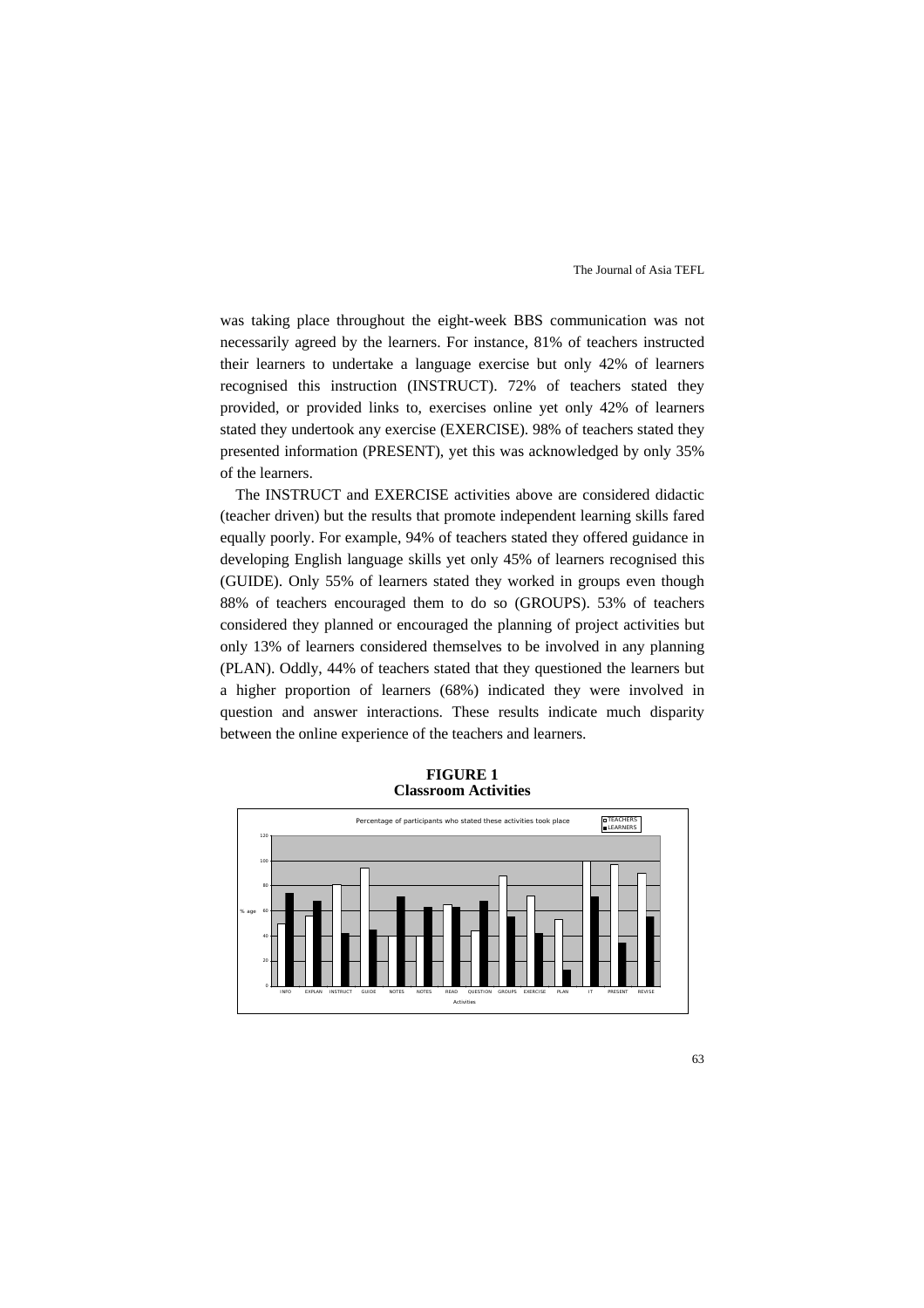was taking place throughout the eight-week BBS communication was not necessarily agreed by the learners. For instance, 81% of teachers instructed their learners to undertake a language exercise but only 42% of learners recognised this instruction (INSTRUCT). 72% of teachers stated they provided, or provided links to, exercises online yet only 42% of learners stated they undertook any exercise (EXERCISE). 98% of teachers stated they presented information (PRESENT), yet this was acknowledged by only 35% of the learners.

The INSTRUCT and EXERCISE activities above are considered didactic (teacher driven) but the results that promote independent learning skills fared equally poorly. For example, 94% of teachers stated they offered guidance in developing English language skills yet only 45% of learners recognised this (GUIDE). Only 55% of learners stated they worked in groups even though 88% of teachers encouraged them to do so (GROUPS). 53% of teachers considered they planned or encouraged the planning of project activities but only 13% of learners considered themselves to be involved in any planning (PLAN). Oddly, 44% of teachers stated that they questioned the learners but a higher proportion of learners (68%) indicated they were involved in question and answer interactions. These results indicate much disparity between the online experience of the teachers and learners.

**FIGURE 1**
**Classroom Activities**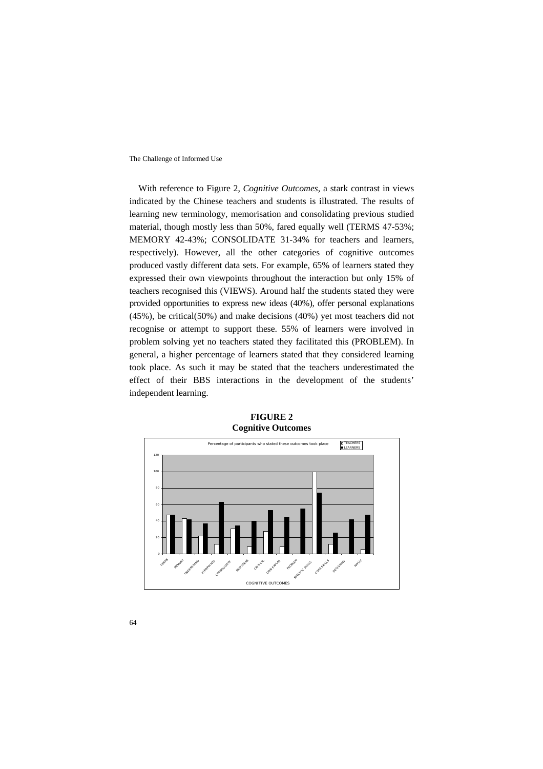With reference to Figure 2, *Cognitive Outcomes*, a stark contrast in views indicated by the Chinese teachers and students is illustrated. The results of learning new terminology, memorisation and consolidating previous studied material, though mostly less than 50%, fared equally well (TERMS 47-53%; MEMORY 42-43%; CONSOLIDATE 31-34% for teachers and learners, respectively). However, all the other categories of cognitive outcomes produced vastly different data sets. For example, 65% of learners stated they expressed their own viewpoints throughout the interaction but only 15% of teachers recognised this (VIEWS). Around half the students stated they were provided opportunities to express new ideas (40%), offer personal explanations (45%), be critical(50%) and make decisions (40%) yet most teachers did not recognise or attempt to support these. 55% of learners were involved in problem solving yet no teachers stated they facilitated this (PROBLEM). In general, a higher percentage of learners stated that they considered learning took place. As such it may be stated that the teachers underestimated the effect of their BBS interactions in the development of the students' independent learning.

**FIGURE 2**
**Cognitive Outcomes**

Percentage of participants who stated these outcomes took place

| COGNITIVE OUTCOMES | TEACHERS | LEARNERS |
|---|---|---|
| TERMS | 47 | 47 |
| MEMORY | 43 | 42 |
| UNDERSTAND | 22 | 37 |
| VIEWPOINTS | 12 | 63 |
| CONSOLIDATE | 31 | 34 |
| NEW IDEAS | 9 | 40 |
| CRITICAL | 28 | 53 |
| OWN EXPLAN | 9 | 45 |
| PROBLEM | 0 | 55 |
| SPECIFIC SKILLS | 100 | 74 |
| CORE SKILLS | 12 | 26 |
| DECISIONS | 0 | 42 |
| APPLIC | 6 | 47 |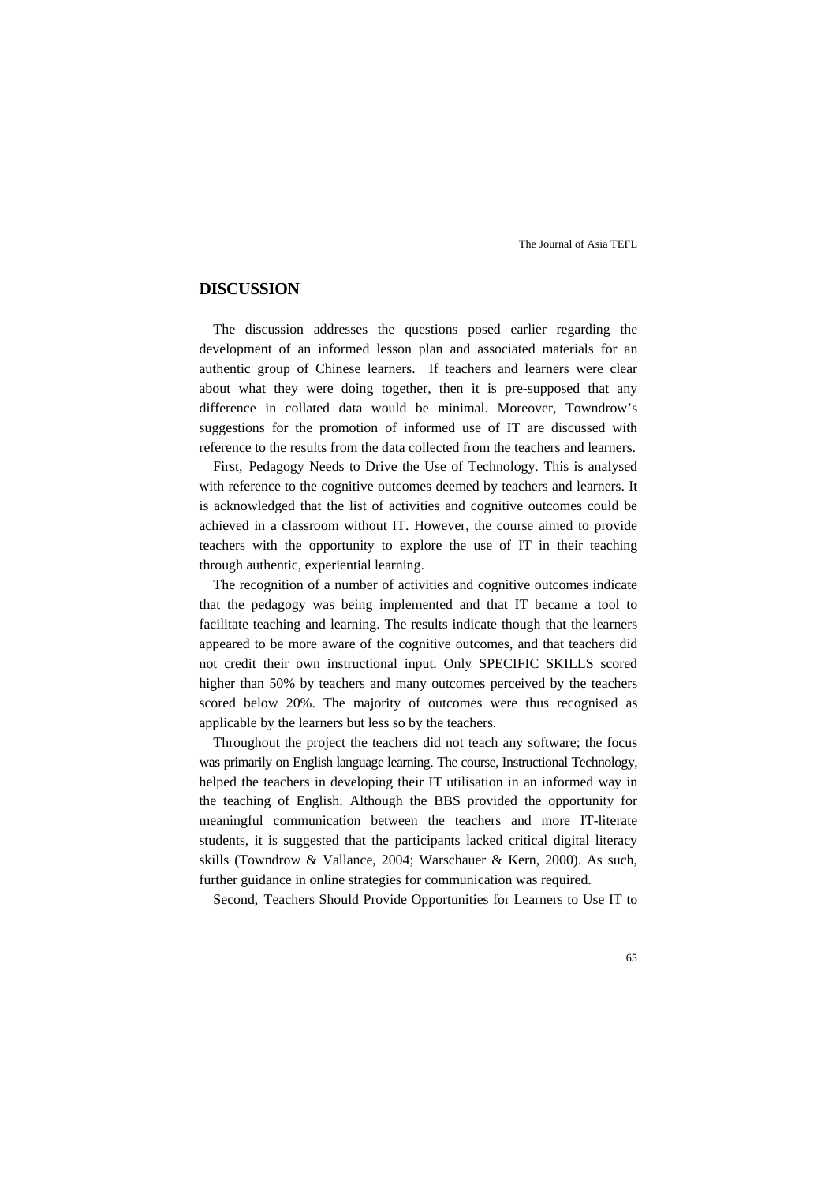## DISCUSSION

The discussion addresses the questions posed earlier regarding the development of an informed lesson plan and associated materials for an authentic group of Chinese learners. If teachers and learners were clear about what they were doing together, then it is pre-supposed that any difference in collated data would be minimal. Moreover, Towndrow's suggestions for the promotion of informed use of IT are discussed with reference to the results from the data collected from the teachers and learners.

First, Pedagogy Needs to Drive the Use of Technology. This is analysed with reference to the cognitive outcomes deemed by teachers and learners. It is acknowledged that the list of activities and cognitive outcomes could be achieved in a classroom without IT. However, the course aimed to provide teachers with the opportunity to explore the use of IT in their teaching through authentic, experiential learning.

The recognition of a number of activities and cognitive outcomes indicate that the pedagogy was being implemented and that IT became a tool to facilitate teaching and learning. The results indicate though that the learners appeared to be more aware of the cognitive outcomes, and that teachers did not credit their own instructional input. Only SPECIFIC SKILLS scored higher than 50% by teachers and many outcomes perceived by the teachers scored below 20%. The majority of outcomes were thus recognised as applicable by the learners but less so by the teachers.

Throughout the project the teachers did not teach any software; the focus was primarily on English language learning. The course, Instructional Technology, helped the teachers in developing their IT utilisation in an informed way in the teaching of English. Although the BBS provided the opportunity for meaningful communication between the teachers and more IT-literate students, it is suggested that the participants lacked critical digital literacy skills (Towndrow & Vallance, 2004; Warschauer & Kern, 2000). As such, further guidance in online strategies for communication was required.

Second, Teachers Should Provide Opportunities for Learners to Use IT to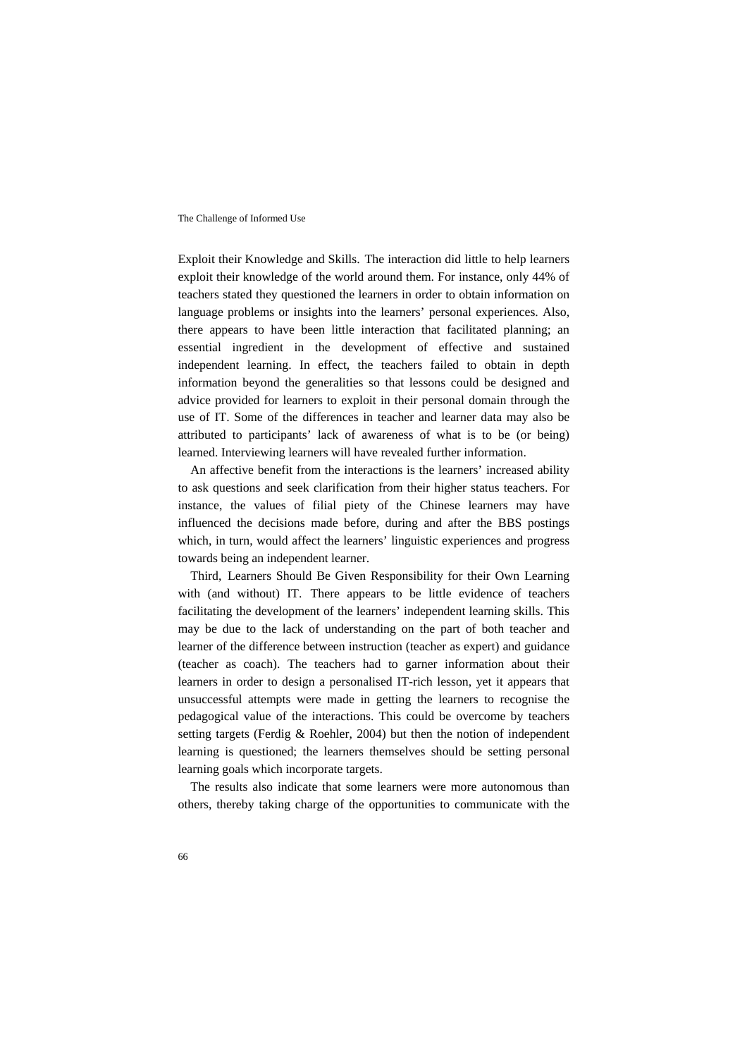Exploit their Knowledge and Skills. The interaction did little to help learners exploit their knowledge of the world around them. For instance, only 44% of teachers stated they questioned the learners in order to obtain information on language problems or insights into the learners' personal experiences. Also, there appears to have been little interaction that facilitated planning; an essential ingredient in the development of effective and sustained independent learning. In effect, the teachers failed to obtain in depth information beyond the generalities so that lessons could be designed and advice provided for learners to exploit in their personal domain through the use of IT. Some of the differences in teacher and learner data may also be attributed to participants' lack of awareness of what is to be (or being) learned. Interviewing learners will have revealed further information.

An affective benefit from the interactions is the learners' increased ability to ask questions and seek clarification from their higher status teachers. For instance, the values of filial piety of the Chinese learners may have influenced the decisions made before, during and after the BBS postings which, in turn, would affect the learners' linguistic experiences and progress towards being an independent learner.

Third, Learners Should Be Given Responsibility for their Own Learning with (and without) IT. There appears to be little evidence of teachers facilitating the development of the learners' independent learning skills. This may be due to the lack of understanding on the part of both teacher and learner of the difference between instruction (teacher as expert) and guidance (teacher as coach). The teachers had to garner information about their learners in order to design a personalised IT-rich lesson, yet it appears that unsuccessful attempts were made in getting the learners to recognise the pedagogical value of the interactions. This could be overcome by teachers setting targets (Ferdig & Roehler, 2004) but then the notion of independent learning is questioned; the learners themselves should be setting personal learning goals which incorporate targets.

The results also indicate that some learners were more autonomous than others, thereby taking charge of the opportunities to communicate with the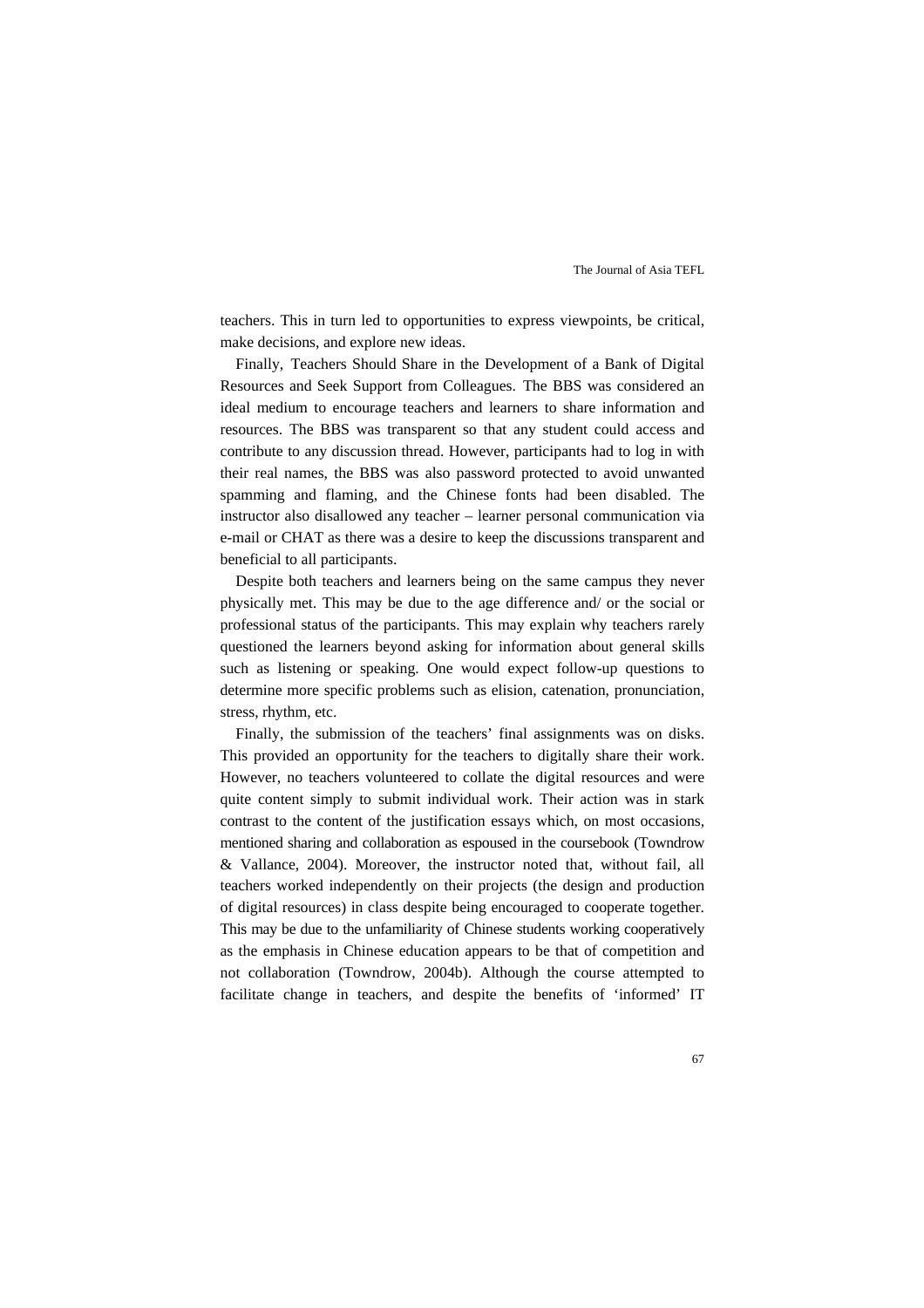teachers. This in turn led to opportunities to express viewpoints, be critical, make decisions, and explore new ideas.

Finally, Teachers Should Share in the Development of a Bank of Digital Resources and Seek Support from Colleagues. The BBS was considered an ideal medium to encourage teachers and learners to share information and resources. The BBS was transparent so that any student could access and contribute to any discussion thread. However, participants had to log in with their real names, the BBS was also password protected to avoid unwanted spamming and flaming, and the Chinese fonts had been disabled. The instructor also disallowed any teacher – learner personal communication via e-mail or CHAT as there was a desire to keep the discussions transparent and beneficial to all participants.

Despite both teachers and learners being on the same campus they never physically met. This may be due to the age difference and/ or the social or professional status of the participants. This may explain why teachers rarely questioned the learners beyond asking for information about general skills such as listening or speaking. One would expect follow-up questions to determine more specific problems such as elision, catenation, pronunciation, stress, rhythm, etc.

Finally, the submission of the teachers' final assignments was on disks. This provided an opportunity for the teachers to digitally share their work. However, no teachers volunteered to collate the digital resources and were quite content simply to submit individual work. Their action was in stark contrast to the content of the justification essays which, on most occasions, mentioned sharing and collaboration as espoused in the coursebook (Towndrow & Vallance, 2004). Moreover, the instructor noted that, without fail, all teachers worked independently on their projects (the design and production of digital resources) in class despite being encouraged to cooperate together. This may be due to the unfamiliarity of Chinese students working cooperatively as the emphasis in Chinese education appears to be that of competition and not collaboration (Towndrow, 2004b). Although the course attempted to facilitate change in teachers, and despite the benefits of 'informed' IT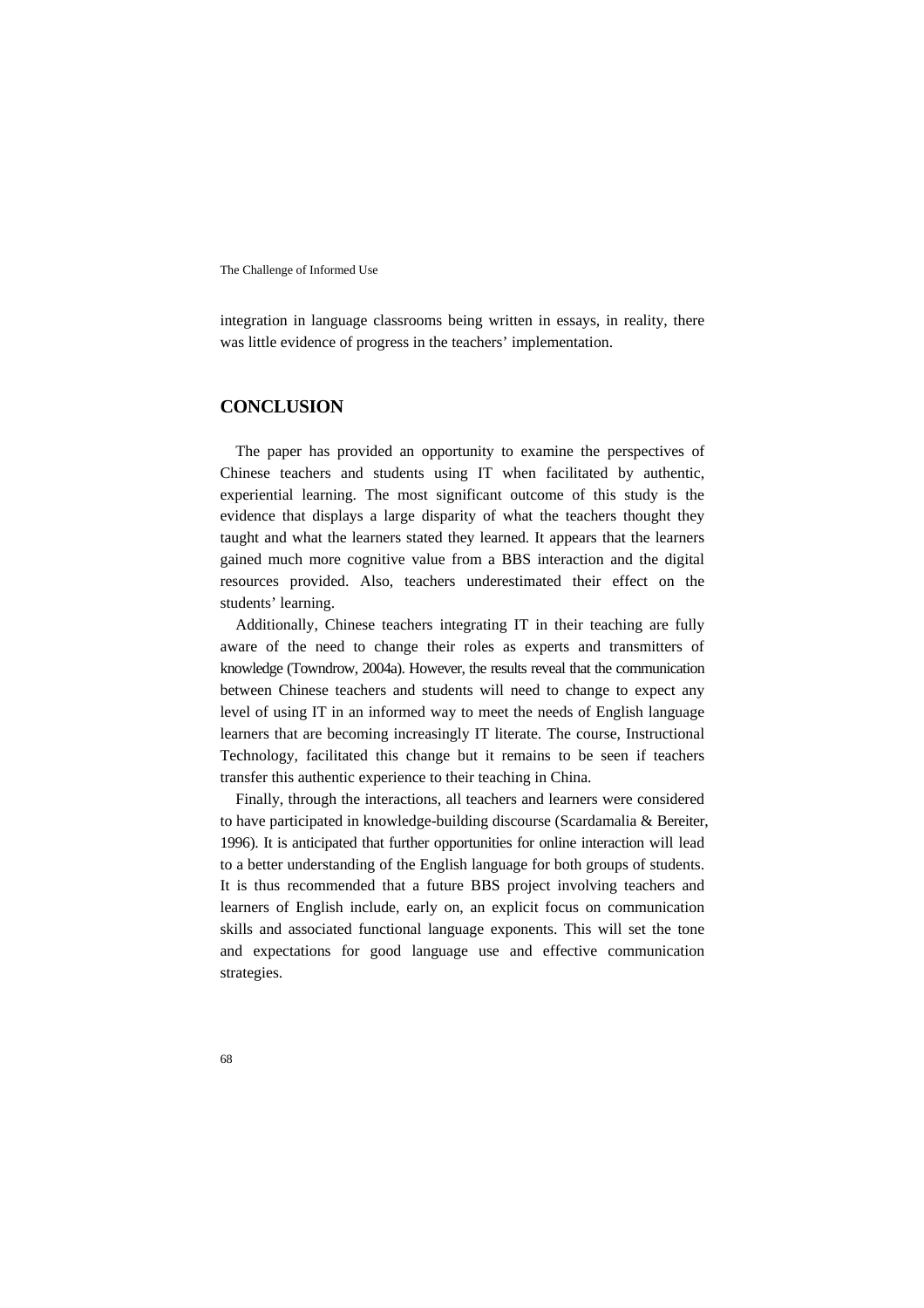integration in language classrooms being written in essays, in reality, there was little evidence of progress in the teachers' implementation.

## CONCLUSION

The paper has provided an opportunity to examine the perspectives of Chinese teachers and students using IT when facilitated by authentic, experiential learning. The most significant outcome of this study is the evidence that displays a large disparity of what the teachers thought they taught and what the learners stated they learned. It appears that the learners gained much more cognitive value from a BBS interaction and the digital resources provided. Also, teachers underestimated their effect on the students' learning.

Additionally, Chinese teachers integrating IT in their teaching are fully aware of the need to change their roles as experts and transmitters of knowledge (Towndrow, 2004a). However, the results reveal that the communication between Chinese teachers and students will need to change to expect any level of using IT in an informed way to meet the needs of English language learners that are becoming increasingly IT literate. The course, Instructional Technology, facilitated this change but it remains to be seen if teachers transfer this authentic experience to their teaching in China.

Finally, through the interactions, all teachers and learners were considered to have participated in knowledge-building discourse (Scardamalia & Bereiter, 1996). It is anticipated that further opportunities for online interaction will lead to a better understanding of the English language for both groups of students. It is thus recommended that a future BBS project involving teachers and learners of English include, early on, an explicit focus on communication skills and associated functional language exponents. This will set the tone and expectations for good language use and effective communication strategies.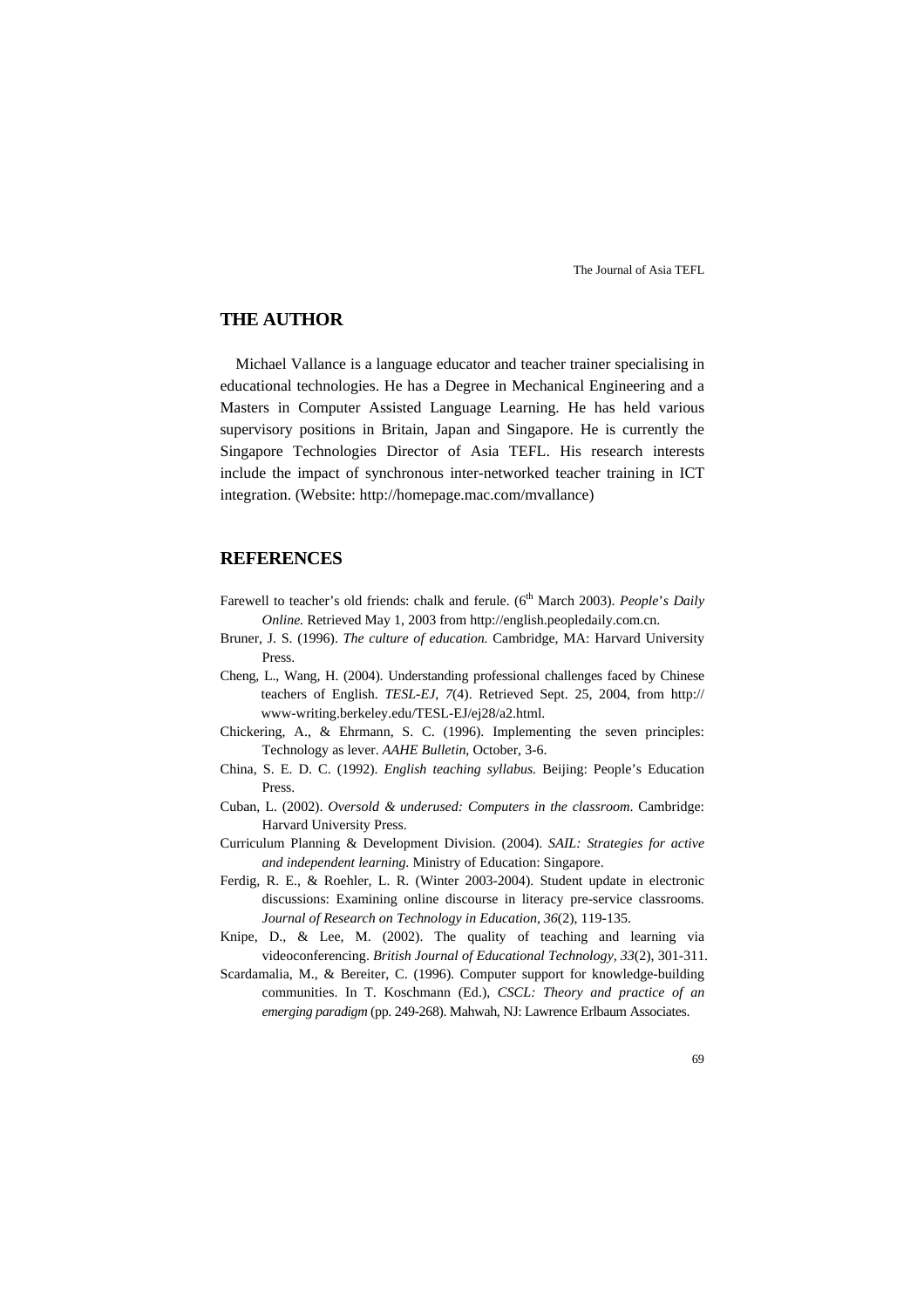## THE AUTHOR

Michael Vallance is a language educator and teacher trainer specialising in educational technologies. He has a Degree in Mechanical Engineering and a Masters in Computer Assisted Language Learning. He has held various supervisory positions in Britain, Japan and Singapore. He is currently the Singapore Technologies Director of Asia TEFL. His research interests include the impact of synchronous inter-networked teacher training in ICT integration. (Website: http://homepage.mac.com/mvallance)

## REFERENCES

Farewell to teacher's old friends: chalk and ferule. (6th March 2003). *People's Daily Online.* Retrieved May 1, 2003 from http://english.peopledaily.com.cn.

Bruner, J. S. (1996). *The culture of education.* Cambridge, MA: Harvard University Press.

Cheng, L., Wang, H. (2004). Understanding professional challenges faced by Chinese teachers of English. *TESL-EJ, 7*(4). Retrieved Sept. 25, 2004, from http://www-writing.berkeley.edu/TESL-EJ/ej28/a2.html.

Chickering, A., & Ehrmann, S. C. (1996). Implementing the seven principles: Technology as lever. *AAHE Bulletin*, October, 3-6.

China, S. E. D. C. (1992). *English teaching syllabus.* Beijing: People's Education Press.

Cuban, L. (2002). *Oversold & underused: Computers in the classroom*. Cambridge: Harvard University Press.

Curriculum Planning & Development Division. (2004). *SAIL: Strategies for active and independent learning.* Ministry of Education: Singapore.

Ferdig, R. E., & Roehler, L. R. (Winter 2003-2004). Student update in electronic discussions: Examining online discourse in literacy pre-service classrooms. *Journal of Research on Technology in Education, 36*(2), 119-135.

Knipe, D., & Lee, M. (2002). The quality of teaching and learning via videoconferencing. *British Journal of Educational Technology, 33*(2), 301-311.

Scardamalia, M., & Bereiter, C. (1996). Computer support for knowledge-building communities. In T. Koschmann (Ed.), *CSCL: Theory and practice of an emerging paradigm* (pp. 249-268). Mahwah, NJ: Lawrence Erlbaum Associates.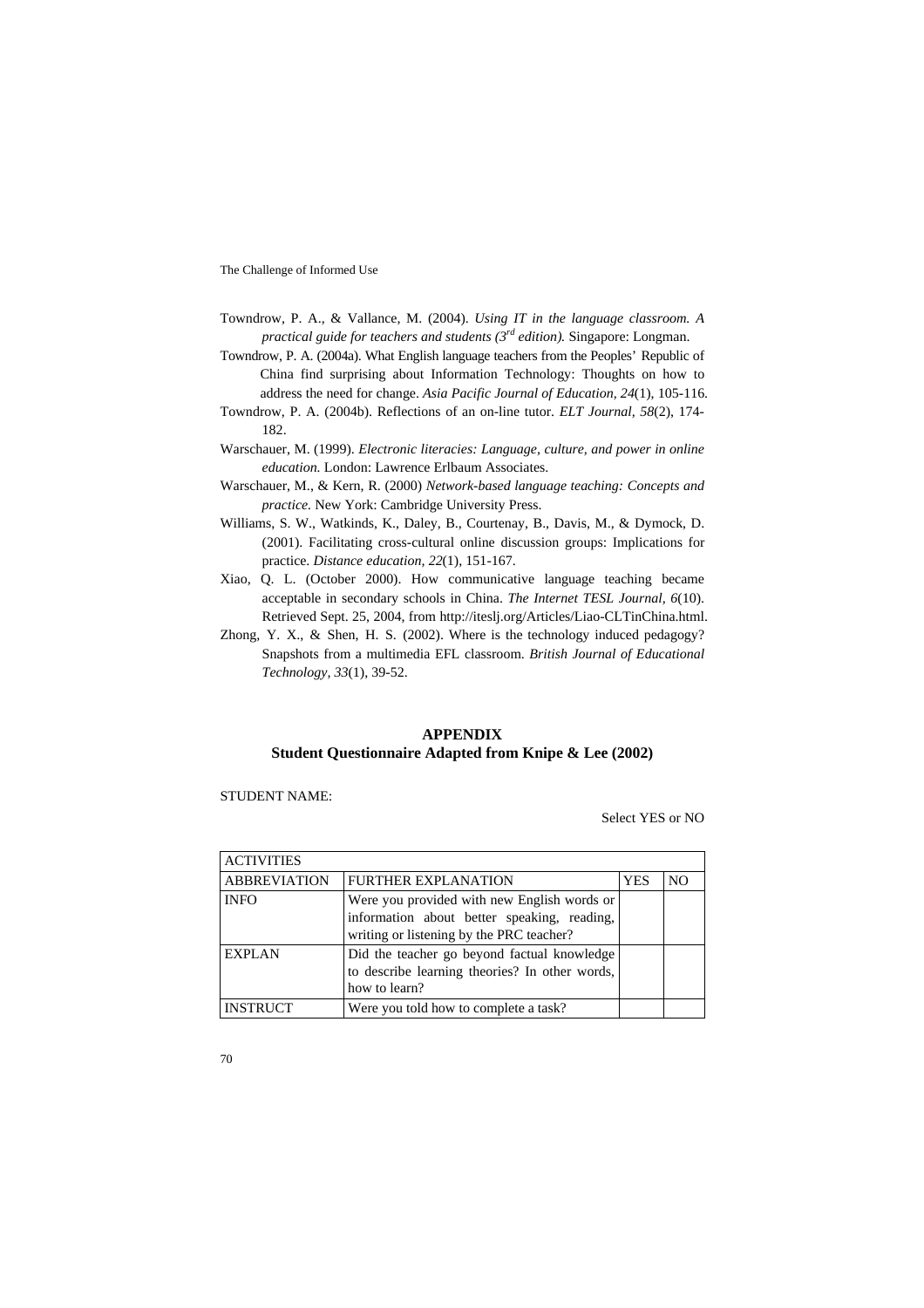Towndrow, P. A., & Vallance, M. (2004). *Using IT in the language classroom. A practical guide for teachers and students (3rd edition).* Singapore: Longman.

Towndrow, P. A. (2004a). What English language teachers from the Peoples' Republic of China find surprising about Information Technology: Thoughts on how to address the need for change. *Asia Pacific Journal of Education, 24*(1), 105-116.

Towndrow, P. A. (2004b). Reflections of an on-line tutor. *ELT Journal, 58*(2), 174-182.

Warschauer, M. (1999). *Electronic literacies: Language, culture, and power in online education.* London: Lawrence Erlbaum Associates.

Warschauer, M., & Kern, R. (2000) *Network-based language teaching: Concepts and practice.* New York: Cambridge University Press.

Williams, S. W., Watkinds, K., Daley, B., Courtenay, B., Davis, M., & Dymock, D. (2001). Facilitating cross-cultural online discussion groups: Implications for practice. *Distance education, 22*(1), 151-167.

Xiao, Q. L. (October 2000). How communicative language teaching became acceptable in secondary schools in China. *The Internet TESL Journal, 6*(10). Retrieved Sept. 25, 2004, from http://iteslj.org/Articles/Liao-CLTinChina.html.

Zhong, Y. X., & Shen, H. S. (2002). Where is the technology induced pedagogy? Snapshots from a multimedia EFL classroom. *British Journal of Educational Technology, 33*(1), 39-52.

## APPENDIX
## Student Questionnaire Adapted from Knipe & Lee (2002)

STUDENT NAME:

Select YES or NO

| ACTIVITIES | | | |
|---|---|---|---|
| ABBREVIATION | FURTHER EXPLANATION | YES | NO |
| INFO | Were you provided with new English words or information about better speaking, reading, writing or listening by the PRC teacher? | | |
| EXPLAN | Did the teacher go beyond factual knowledge to describe learning theories? In other words, how to learn? | | |
| INSTRUCT | Were you told how to complete a task? | | |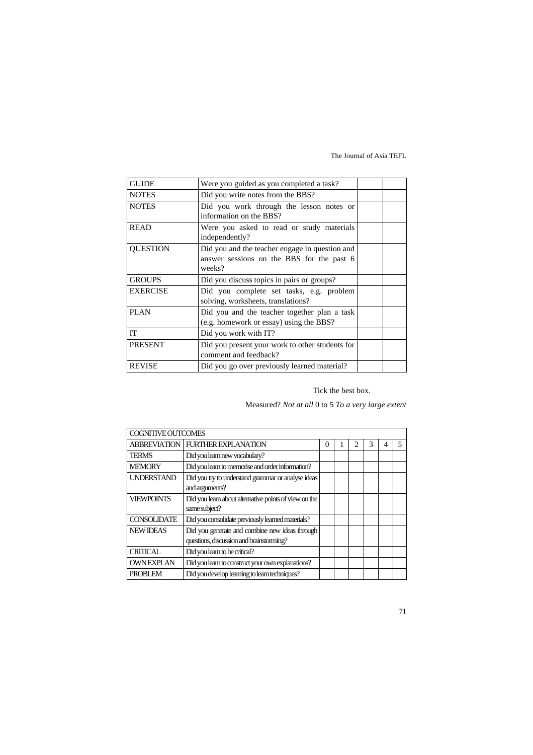| | | | |
|---|---|---|---|
| GUIDE | Were you guided as you completed a task? | | |
| NOTES | Did you write notes from the BBS? | | |
| NOTES | Did you work through the lesson notes or information on the BBS? | | |
| READ | Were you asked to read or study materials independently? | | |
| QUESTION | Did you and the teacher engage in question and answer sessions on the BBS for the past 6 weeks? | | |
| GROUPS | Did you discuss topics in pairs or groups? | | |
| EXERCISE | Did you complete set tasks, e.g. problem solving, worksheets, translations? | | |
| PLAN | Did you and the teacher together plan a task (e.g. homework or essay) using the BBS? | | |
| IT | Did you work with IT? | | |
| PRESENT | Did you present your work to other students for comment and feedback? | | |
| REVISE | Did you go over previously learned material? | | |

Tick the best box.

Measured? *Not at all* 0 to 5 *To a very large extent*

| COGNITIVE OUTCOMES | | | | | | | |
|---|---|---|---|---|---|---|---|
| ABBREVIATION | FURTHER EXPLANATION | 0 | 1 | 2 | 3 | 4 | 5 |
| TERMS | Did you learn new vocabulary? | | | | | | |
| MEMORY | Did you learn to memorise and order information? | | | | | | |
| UNDERSTAND | Did you try to understand grammar or analyse ideas and arguments? | | | | | | |
| VIEWPOINTS | Did you learn about alternative points of view on the same subject? | | | | | | |
| CONSOLIDATE | Did you consolidate previously learned materials? | | | | | | |
| NEW IDEAS | Did you generate and combine new ideas through questions, discussion and brainstorming? | | | | | | |
| CRITICAL | Did you learn to be critical? | | | | | | |
| OWN EXPLAN | Did you learn to construct your own explanations? | | | | | | |
| PROBLEM | Did you develop learning to learn techniques? | | | | | | |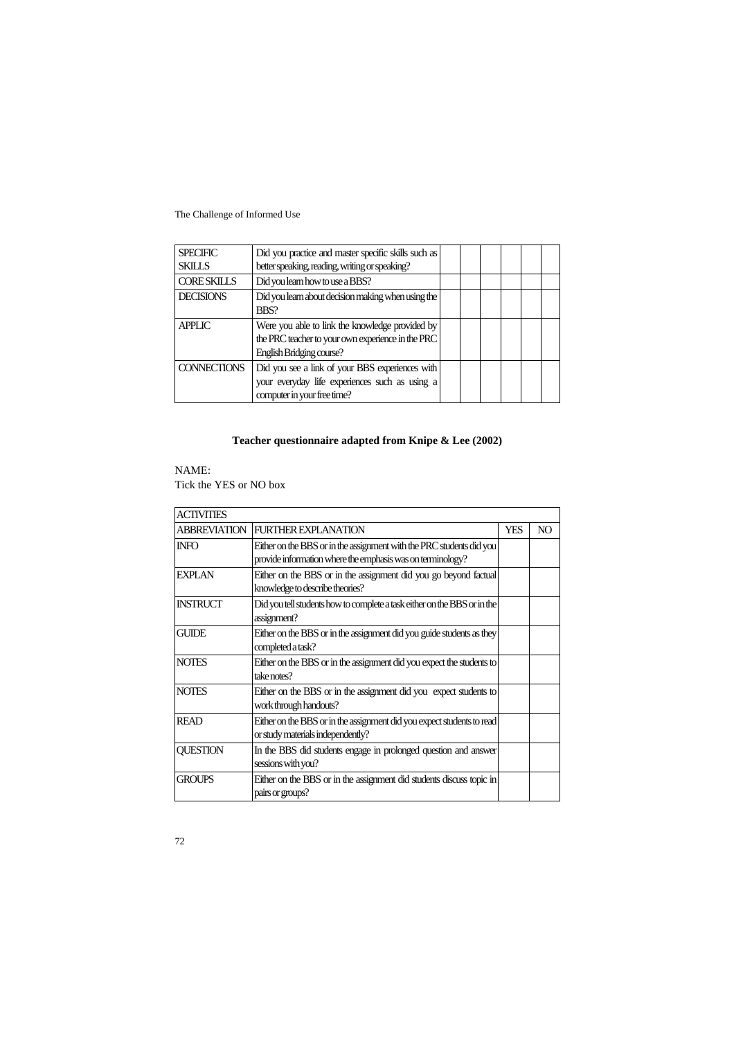| SPECIFIC SKILLS | Did you practice and master specific skills such as better speaking, reading, writing or speaking? | | | | | | |
|---|---|---|---|---|---|---|---|
| CORE SKILLS | Did you learn how to use a BBS? | | | | | | |
| DECISIONS | Did you learn about decision making when using the BBS? | | | | | | |
| APPLIC | Were you able to link the knowledge provided by the PRC teacher to your own experience in the PRC English Bridging course? | | | | | | |
| CONNECTIONS | Did you see a link of your BBS experiences with your everyday life experiences such as using a computer in your free time? | | | | | | |

**Teacher questionnaire adapted from Knipe & Lee (2002)**

NAME:

Tick the YES or NO box

| ACTIVITIES | | | |
|---|---|---|---|
| ABBREVIATION | FURTHER EXPLANATION | YES | NO |
| INFO | Either on the BBS or in the assignment with the PRC students did you provide information where the emphasis was on terminology? | | |
| EXPLAN | Either on the BBS or in the assignment did you go beyond factual knowledge to describe theories? | | |
| INSTRUCT | Did you tell students how to complete a task either on the BBS or in the assignment? | | |
| GUIDE | Either on the BBS or in the assignment did you guide students as they completed a task? | | |
| NOTES | Either on the BBS or in the assignment did you expect the students to take notes? | | |
| NOTES | Either on the BBS or in the assignment did you expect students to work through handouts? | | |
| READ | Either on the BBS or in the assignment did you expect students to read or study materials independently? | | |
| QUESTION | In the BBS did students engage in prolonged question and answer sessions with you? | | |
| GROUPS | Either on the BBS or in the assignment did students discuss topic in pairs or groups? | | |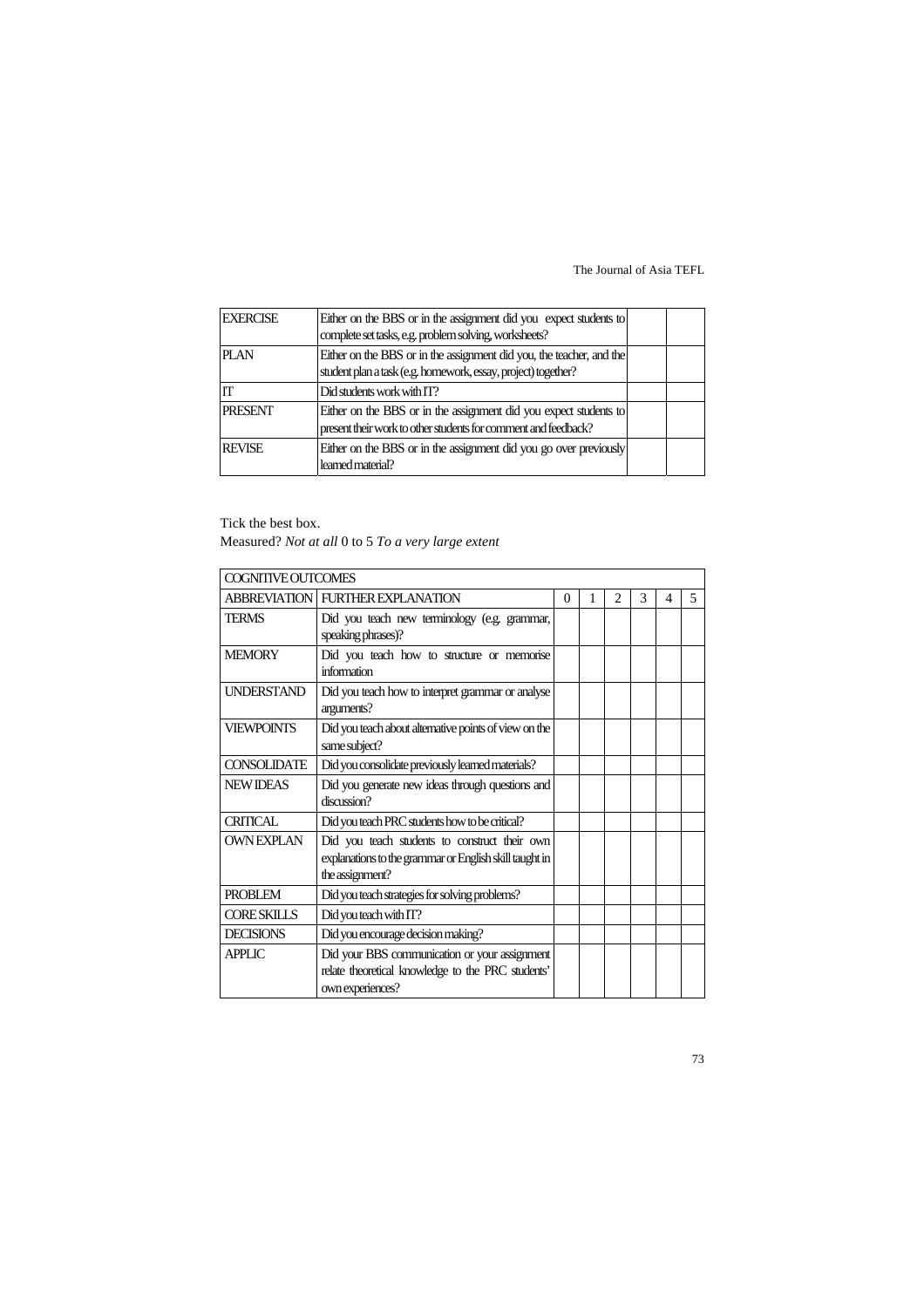| | | | |
|---|---|---|---|
| EXERCISE | Either on the BBS or in the assignment did you expect students to complete set tasks, e.g. problem solving, worksheets? | | |
| PLAN | Either on the BBS or in the assignment did you, the teacher, and the student plan a task (e.g. homework, essay, project) together? | | |
| IT | Did students work with IT? | | |
| PRESENT | Either on the BBS or in the assignment did you expect students to present their work to other students for comment and feedback? | | |
| REVISE | Either on the BBS or in the assignment did you go over previously learned material? | | |

Tick the best box.

Measured? *Not at all* 0 to 5 *To a very large extent*

| COGNITIVE OUTCOMES | | | | | | | |
|---|---|---|---|---|---|---|---|
| ABBREVIATION | FURTHER EXPLANATION | 0 | 1 | 2 | 3 | 4 | 5 |
| TERMS | Did you teach new terminology (e.g. grammar, speaking phrases)? | | | | | | |
| MEMORY | Did you teach how to structure or memorise information | | | | | | |
| UNDERSTAND | Did you teach how to interpret grammar or analyse arguments? | | | | | | |
| VIEWPOINTS | Did you teach about alternative points of view on the same subject? | | | | | | |
| CONSOLIDATE | Did you consolidate previously learned materials? | | | | | | |
| NEW IDEAS | Did you generate new ideas through questions and discussion? | | | | | | |
| CRITICAL | Did you teach PRC students how to be critical? | | | | | | |
| OWN EXPLAN | Did you teach students to construct their own explanations to the grammar or English skill taught in the assignment? | | | | | | |
| PROBLEM | Did you teach strategies for solving problems? | | | | | | |
| CORE SKILLS | Did you teach with IT? | | | | | | |
| DECISIONS | Did you encourage decision making? | | | | | | |
| APPLIC | Did your BBS communication or your assignment relate theoretical knowledge to the PRC students' own experiences? | | | | | | |